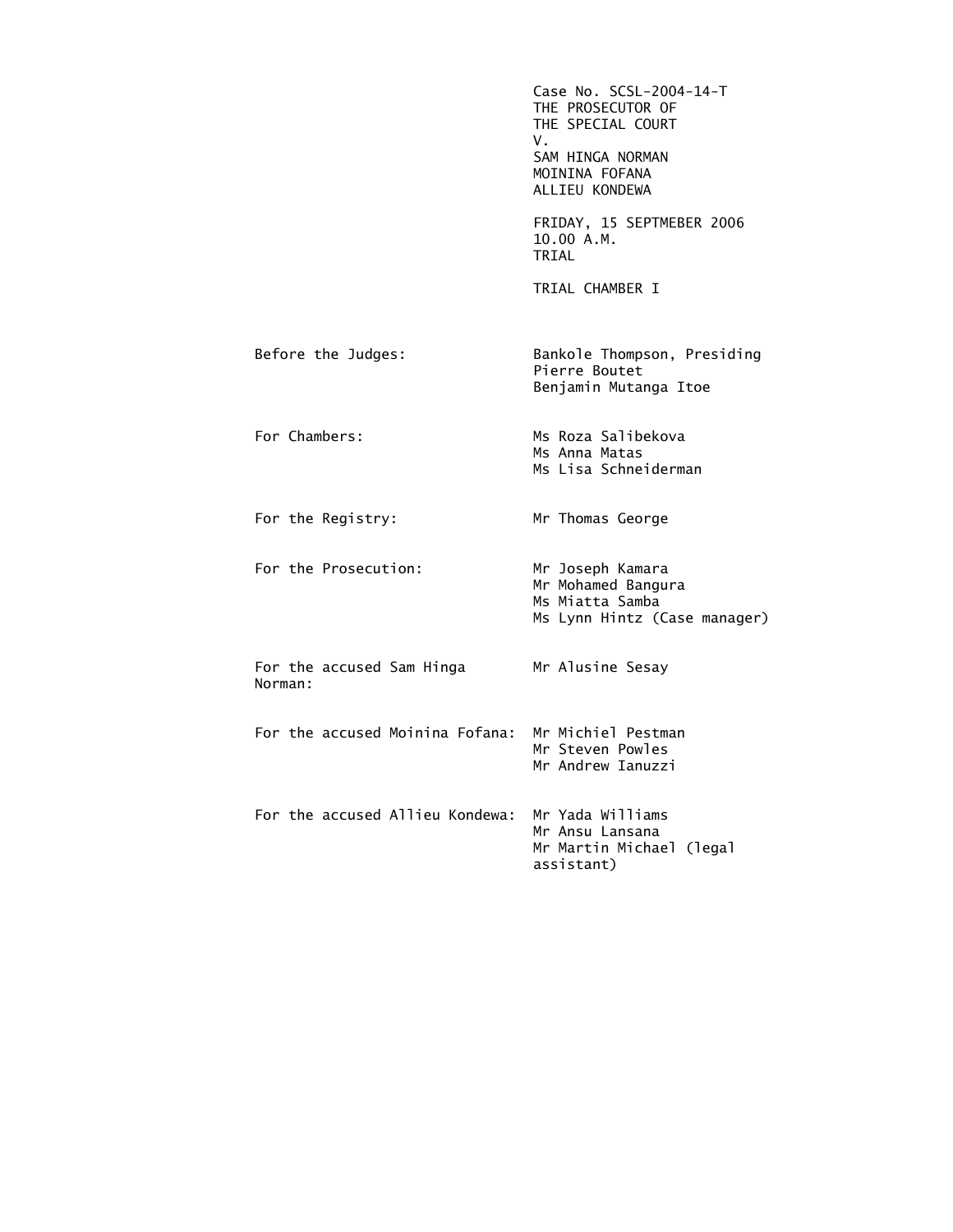Case No. SCSL-2004-14-T
THE PROSECUTOR OF
THE SPECIAL COURT
V.
SAM HINGA NORMAN
MOININA FOFANA
ALLIEU KONDEWA

FRIDAY, 15 SEPTMEBER 2006
10.00 A.M.
TRIAL

TRIAL CHAMBER I

| | |
|---|---|
| Before the Judges: | Bankole Thompson, Presiding<br>Pierre Boutet<br>Benjamin Mutanga Itoe |
| For Chambers: | Ms Roza Salibekova<br>Ms Anna Matas<br>Ms Lisa Schneiderman |
| For the Registry: | Mr Thomas George |
| For the Prosecution: | Mr Joseph Kamara<br>Mr Mohamed Bangura<br>Ms Miatta Samba<br>Ms Lynn Hintz (Case manager) |
| For the accused Sam Hinga Norman: | Mr Alusine Sesay |
| For the accused Moinina Fofana: | Mr Michiel Pestman<br>Mr Steven Powles<br>Mr Andrew Ianuzzi |
| For the accused Allieu Kondewa: | Mr Yada Williams<br>Mr Ansu Lansana<br>Mr Martin Michael (legal assistant) |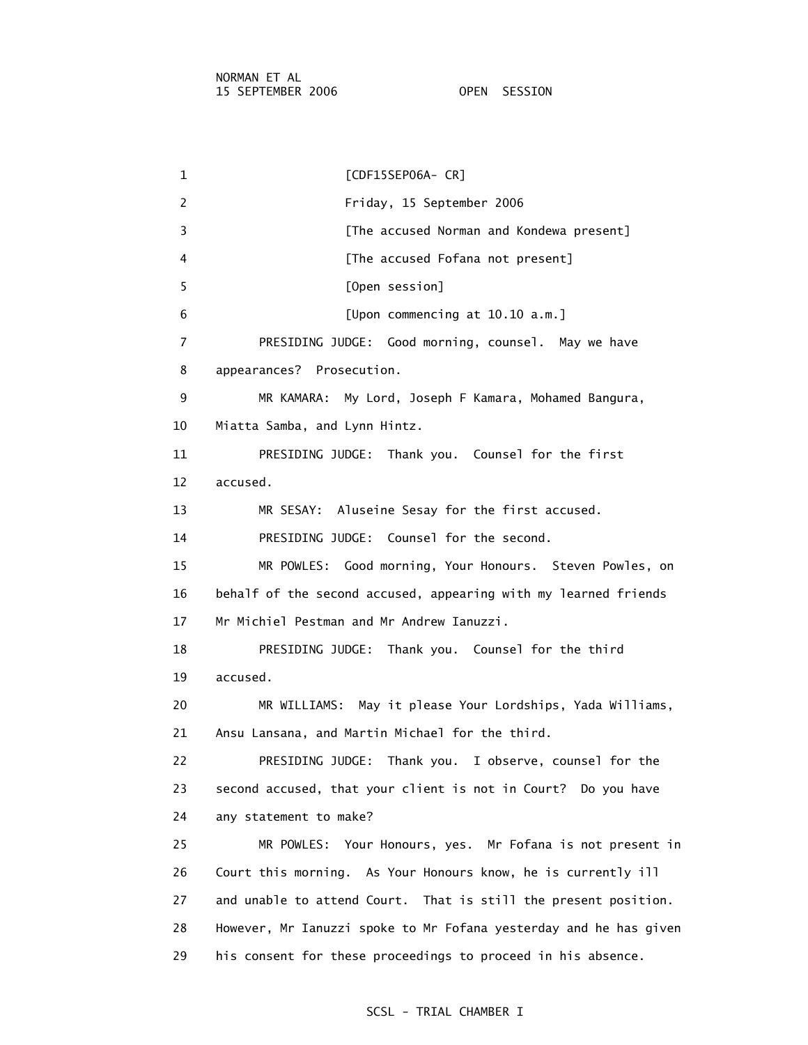[CDF15SEP06A- CR]

Friday, 15 September 2006

[The accused Norman and Kondewa present]

[The accused Fofana not present]

[Open session]

[Upon commencing at 10.10 a.m.]

PRESIDING JUDGE: Good morning, counsel. May we have appearances? Prosecution.

MR KAMARA: My Lord, Joseph F Kamara, Mohamed Bangura, Miatta Samba, and Lynn Hintz.

PRESIDING JUDGE: Thank you. Counsel for the first accused.

MR SESAY: Aluseine Sesay for the first accused.

PRESIDING JUDGE: Counsel for the second.

MR POWLES: Good morning, Your Honours. Steven Powles, on behalf of the second accused, appearing with my learned friends Mr Michiel Pestman and Mr Andrew Ianuzzi.

PRESIDING JUDGE: Thank you. Counsel for the third accused.

MR WILLIAMS: May it please Your Lordships, Yada Williams, Ansu Lansana, and Martin Michael for the third.

PRESIDING JUDGE: Thank you. I observe, counsel for the second accused, that your client is not in Court? Do you have any statement to make?

MR POWLES: Your Honours, yes. Mr Fofana is not present in Court this morning. As Your Honours know, he is currently ill and unable to attend Court. That is still the present position. However, Mr Ianuzzi spoke to Mr Fofana yesterday and he has given his consent for these proceedings to proceed in his absence.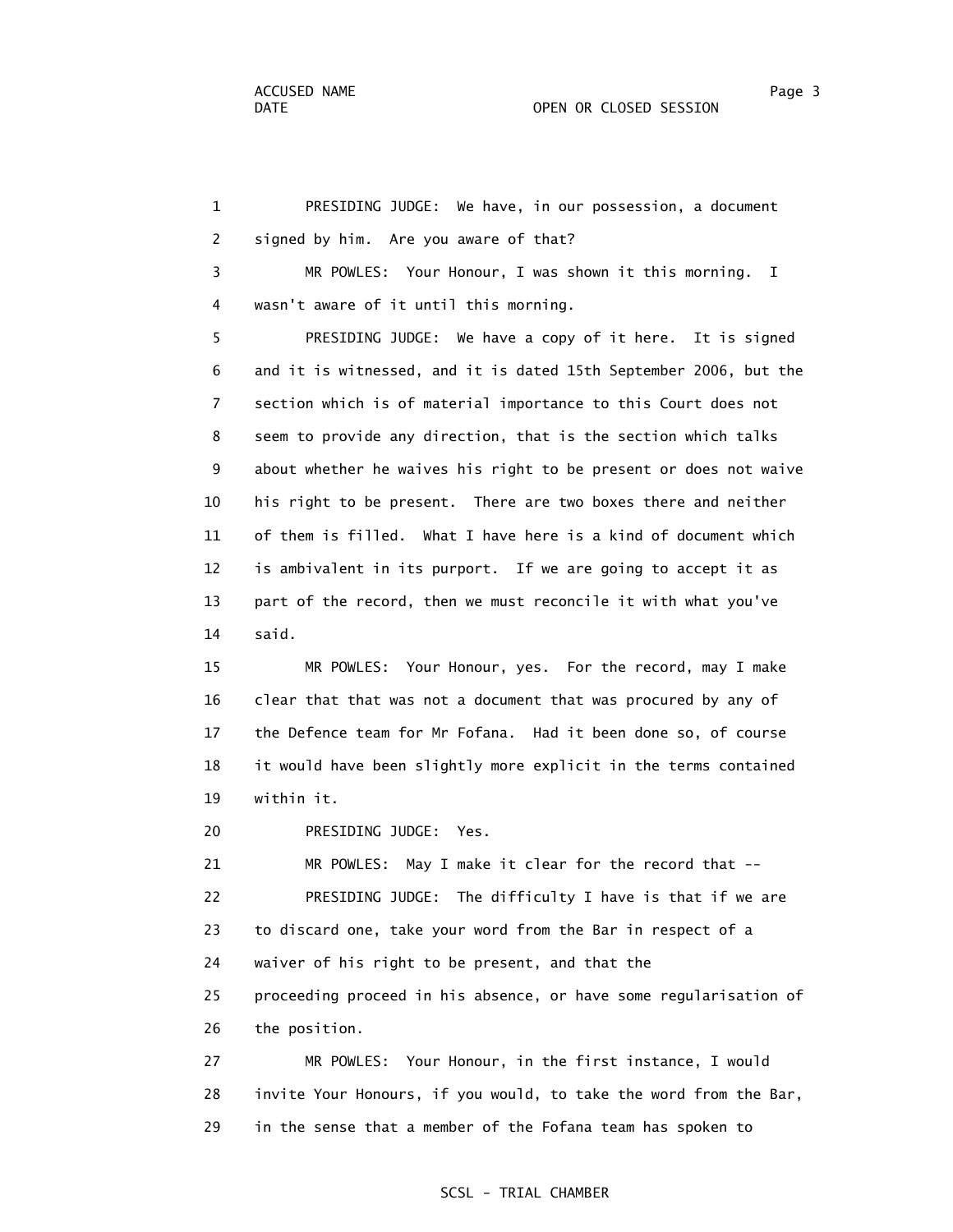PRESIDING JUDGE: We have, in our possession, a document signed by him. Are you aware of that?

MR POWLES: Your Honour, I was shown it this morning. I wasn't aware of it until this morning.

PRESIDING JUDGE: We have a copy of it here. It is signed and it is witnessed, and it is dated 15th September 2006, but the section which is of material importance to this Court does not seem to provide any direction, that is the section which talks about whether he waives his right to be present or does not waive his right to be present. There are two boxes there and neither of them is filled. What I have here is a kind of document which is ambivalent in its purport. If we are going to accept it as part of the record, then we must reconcile it with what you've said.

MR POWLES: Your Honour, yes. For the record, may I make clear that that was not a document that was procured by any of the Defence team for Mr Fofana. Had it been done so, of course it would have been slightly more explicit in the terms contained within it.

PRESIDING JUDGE: Yes.

MR POWLES: May I make it clear for the record that --

PRESIDING JUDGE: The difficulty I have is that if we are to discard one, take your word from the Bar in respect of a waiver of his right to be present, and that the proceeding proceed in his absence, or have some regularisation of the position.

MR POWLES: Your Honour, in the first instance, I would invite Your Honours, if you would, to take the word from the Bar, in the sense that a member of the Fofana team has spoken to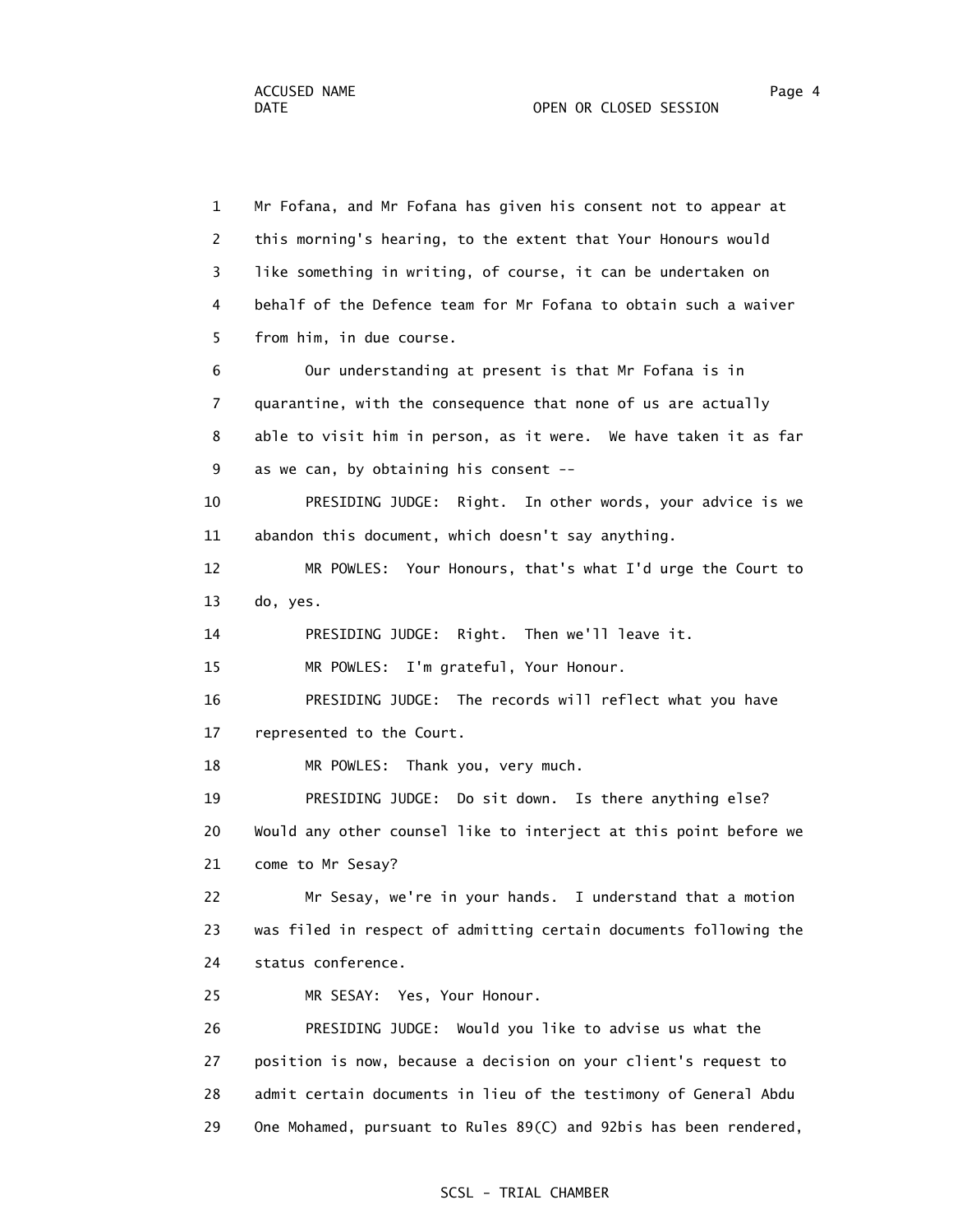1 Mr Fofana, and Mr Fofana has given his consent not to appear at
2 this morning's hearing, to the extent that Your Honours would
3 like something in writing, of course, it can be undertaken on
4 behalf of the Defence team for Mr Fofana to obtain such a waiver
5 from him, in due course.

6 Our understanding at present is that Mr Fofana is in
7 quarantine, with the consequence that none of us are actually
8 able to visit him in person, as it were. We have taken it as far
9 as we can, by obtaining his consent --

10 PRESIDING JUDGE: Right. In other words, your advice is we
11 abandon this document, which doesn't say anything.

12 MR POWLES: Your Honours, that's what I'd urge the Court to
13 do, yes.

14 PRESIDING JUDGE: Right. Then we'll leave it.

15 MR POWLES: I'm grateful, Your Honour.

16 PRESIDING JUDGE: The records will reflect what you have
17 represented to the Court.

18 MR POWLES: Thank you, very much.

19 PRESIDING JUDGE: Do sit down. Is there anything else?
20 Would any other counsel like to interject at this point before we
21 come to Mr Sesay?

22 Mr Sesay, we're in your hands. I understand that a motion
23 was filed in respect of admitting certain documents following the
24 status conference.

25 MR SESAY: Yes, Your Honour.

26 PRESIDING JUDGE: Would you like to advise us what the
27 position is now, because a decision on your client's request to
28 admit certain documents in lieu of the testimony of General Abdu
29 One Mohamed, pursuant to Rules 89(C) and 92bis has been rendered,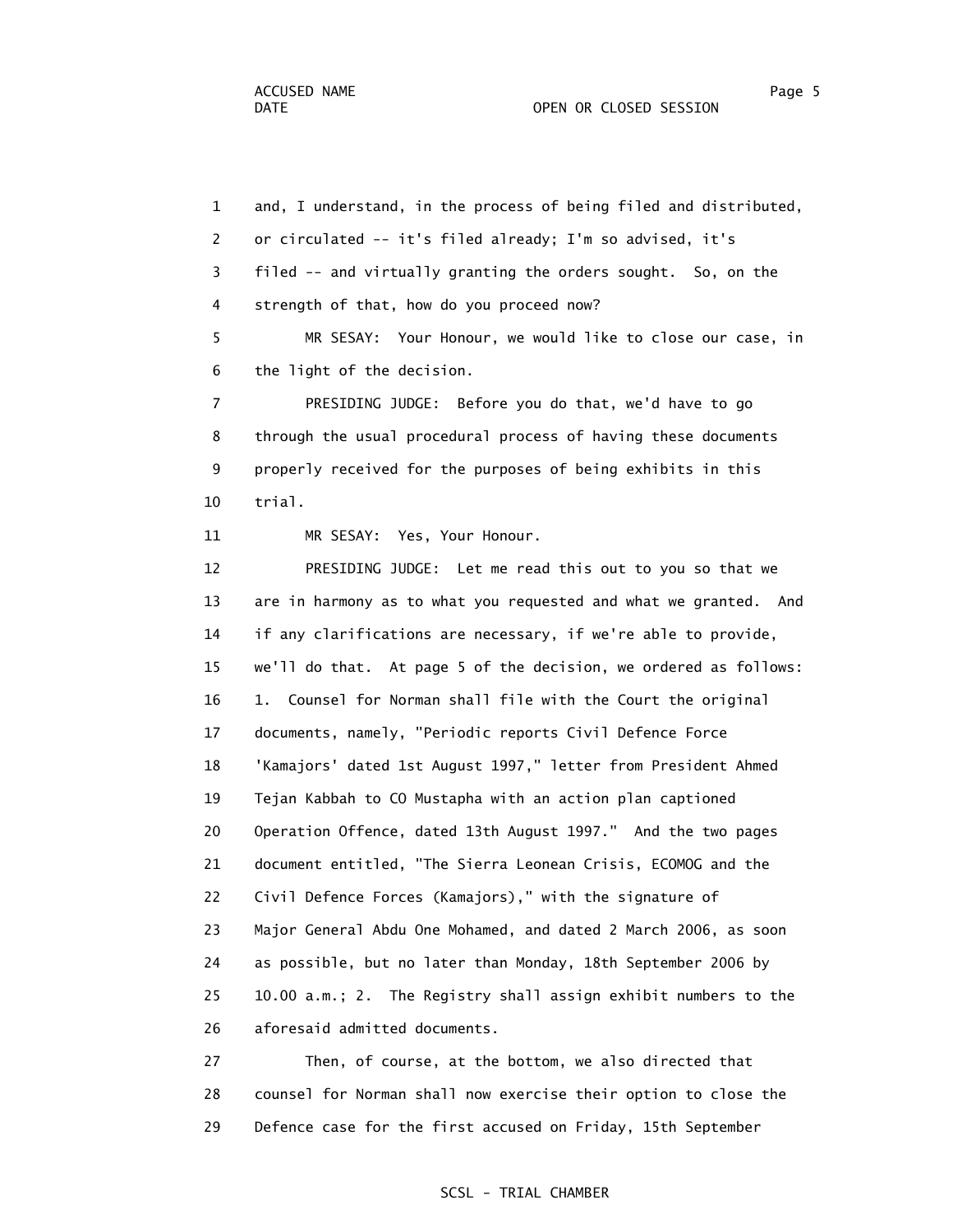and, I understand, in the process of being filed and distributed, or circulated -- it's filed already; I'm so advised, it's filed -- and virtually granting the orders sought. So, on the strength of that, how do you proceed now?

MR SESAY: Your Honour, we would like to close our case, in the light of the decision.

PRESIDING JUDGE: Before you do that, we'd have to go through the usual procedural process of having these documents properly received for the purposes of being exhibits in this trial.

MR SESAY: Yes, Your Honour.

PRESIDING JUDGE: Let me read this out to you so that we are in harmony as to what you requested and what we granted. And if any clarifications are necessary, if we're able to provide, we'll do that. At page 5 of the decision, we ordered as follows: 1. Counsel for Norman shall file with the Court the original documents, namely, "Periodic reports Civil Defence Force 'Kamajors' dated 1st August 1997," letter from President Ahmed Tejan Kabbah to CO Mustapha with an action plan captioned Operation Offence, dated 13th August 1997." And the two pages document entitled, "The Sierra Leonean Crisis, ECOMOG and the Civil Defence Forces (Kamajors)," with the signature of Major General Abdu One Mohamed, and dated 2 March 2006, as soon as possible, but no later than Monday, 18th September 2006 by 10.00 a.m.; 2. The Registry shall assign exhibit numbers to the aforesaid admitted documents.

Then, of course, at the bottom, we also directed that counsel for Norman shall now exercise their option to close the Defence case for the first accused on Friday, 15th September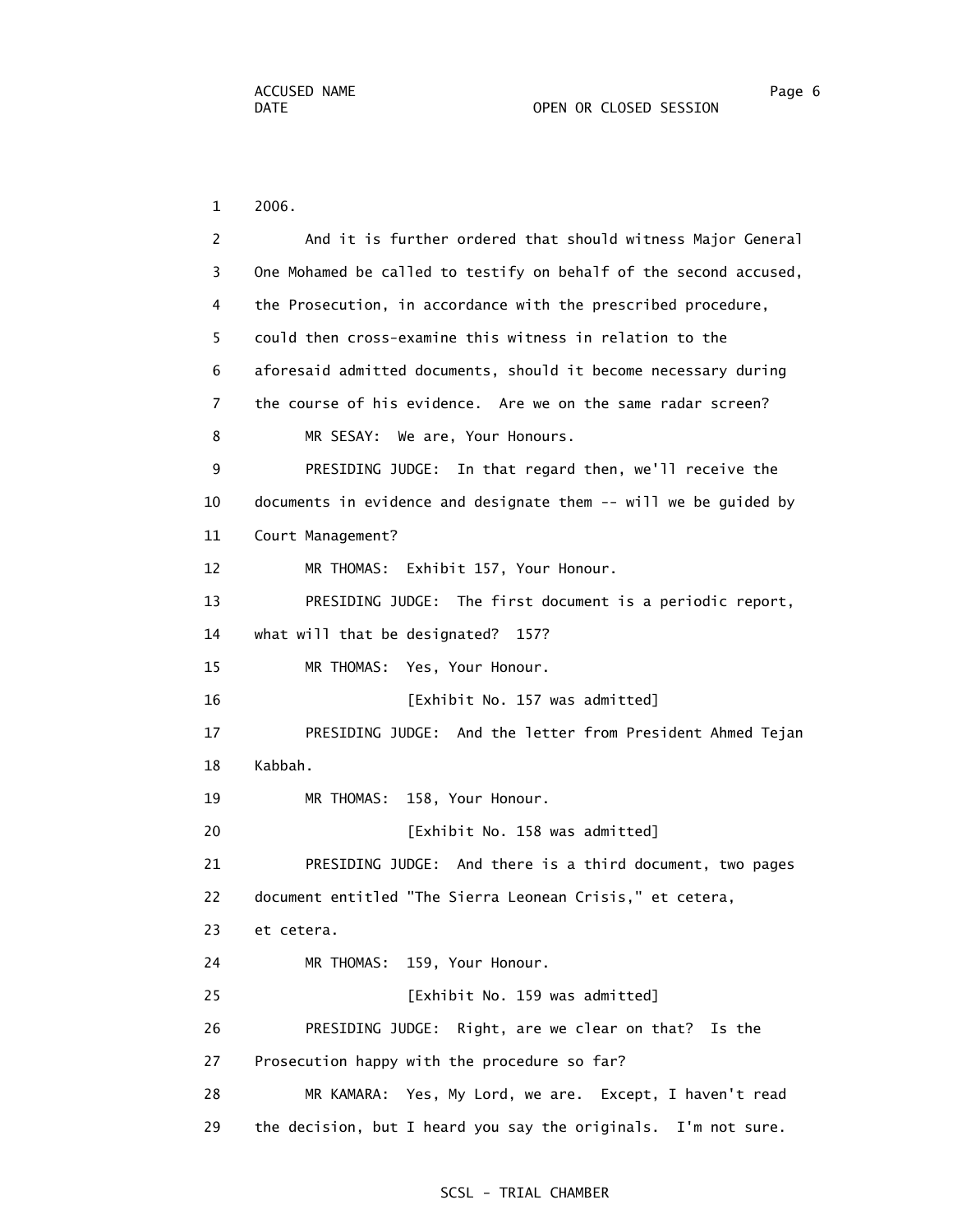1 2006.

2 And it is further ordered that should witness Major General

3 One Mohamed be called to testify on behalf of the second accused,

4 the Prosecution, in accordance with the prescribed procedure,

5 could then cross-examine this witness in relation to the

6 aforesaid admitted documents, should it become necessary during

7 the course of his evidence. Are we on the same radar screen?

8 MR SESAY: We are, Your Honours.

9 PRESIDING JUDGE: In that regard then, we'll receive the

10 documents in evidence and designate them -- will we be guided by

11 Court Management?

12 MR THOMAS: Exhibit 157, Your Honour.

13 PRESIDING JUDGE: The first document is a periodic report,

14 what will that be designated? 157?

15 MR THOMAS: Yes, Your Honour.

16 [Exhibit No. 157 was admitted]

17 PRESIDING JUDGE: And the letter from President Ahmed Tejan

18 Kabbah.

19 MR THOMAS: 158, Your Honour.

20 [Exhibit No. 158 was admitted]

21 PRESIDING JUDGE: And there is a third document, two pages

22 document entitled "The Sierra Leonean Crisis," et cetera,

23 et cetera.

24 MR THOMAS: 159, Your Honour.

25 [Exhibit No. 159 was admitted]

26 PRESIDING JUDGE: Right, are we clear on that? Is the

27 Prosecution happy with the procedure so far?

28 MR KAMARA: Yes, My Lord, we are. Except, I haven't read

29 the decision, but I heard you say the originals. I'm not sure.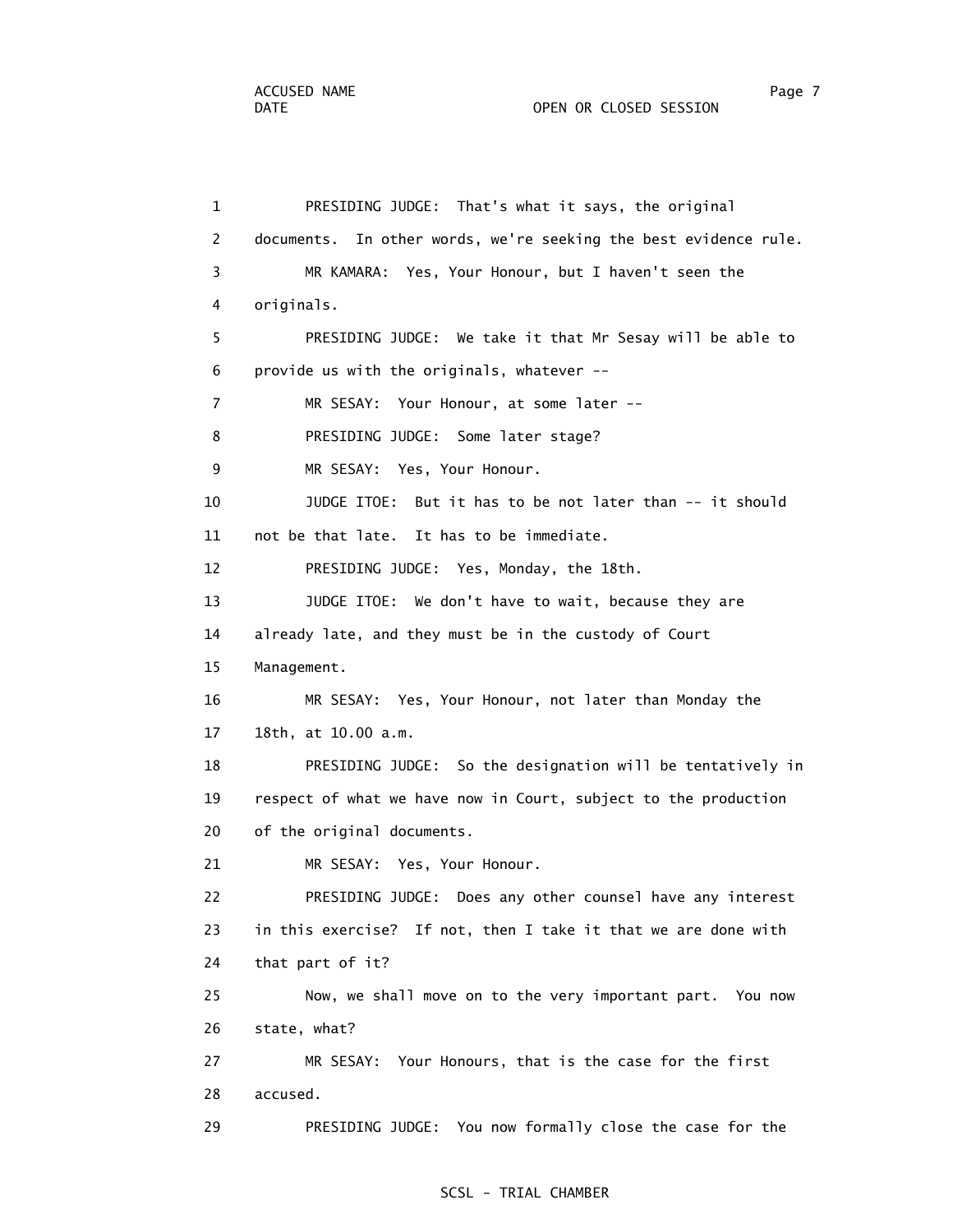1 PRESIDING JUDGE: That's what it says, the original
2 documents. In other words, we're seeking the best evidence rule.
3 MR KAMARA: Yes, Your Honour, but I haven't seen the
4 originals.
5 PRESIDING JUDGE: We take it that Mr Sesay will be able to
6 provide us with the originals, whatever --
7 MR SESAY: Your Honour, at some later --
8 PRESIDING JUDGE: Some later stage?
9 MR SESAY: Yes, Your Honour.
10 JUDGE ITOE: But it has to be not later than -- it should
11 not be that late. It has to be immediate.
12 PRESIDING JUDGE: Yes, Monday, the 18th.
13 JUDGE ITOE: We don't have to wait, because they are
14 already late, and they must be in the custody of Court
15 Management.
16 MR SESAY: Yes, Your Honour, not later than Monday the
17 18th, at 10.00 a.m.
18 PRESIDING JUDGE: So the designation will be tentatively in
19 respect of what we have now in Court, subject to the production
20 of the original documents.
21 MR SESAY: Yes, Your Honour.
22 PRESIDING JUDGE: Does any other counsel have any interest
23 in this exercise? If not, then I take it that we are done with
24 that part of it?
25 Now, we shall move on to the very important part. You now
26 state, what?
27 MR SESAY: Your Honours, that is the case for the first
28 accused.
29 PRESIDING JUDGE: You now formally close the case for the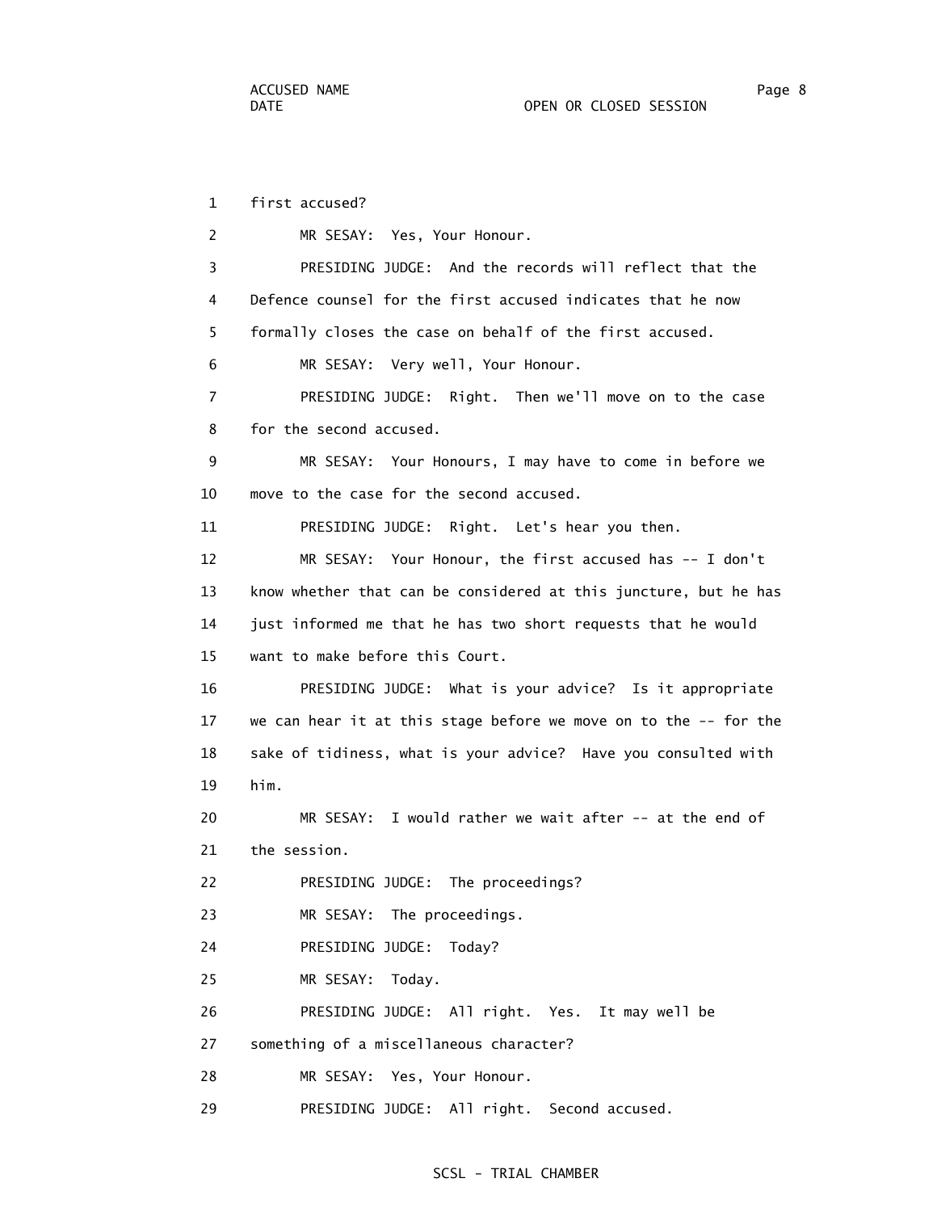1 first accused?

2 MR SESAY: Yes, Your Honour.

3 PRESIDING JUDGE: And the records will reflect that the

4 Defence counsel for the first accused indicates that he now

5 formally closes the case on behalf of the first accused.

6 MR SESAY: Very well, Your Honour.

7 PRESIDING JUDGE: Right. Then we'll move on to the case

8 for the second accused.

9 MR SESAY: Your Honours, I may have to come in before we

10 move to the case for the second accused.

11 PRESIDING JUDGE: Right. Let's hear you then.

12 MR SESAY: Your Honour, the first accused has -- I don't

13 know whether that can be considered at this juncture, but he has

14 just informed me that he has two short requests that he would

15 want to make before this Court.

16 PRESIDING JUDGE: What is your advice? Is it appropriate

17 we can hear it at this stage before we move on to the -- for the

18 sake of tidiness, what is your advice? Have you consulted with

19 him.

20 MR SESAY: I would rather we wait after -- at the end of

21 the session.

22 PRESIDING JUDGE: The proceedings?

23 MR SESAY: The proceedings.

24 PRESIDING JUDGE: Today?

25 MR SESAY: Today.

26 PRESIDING JUDGE: All right. Yes. It may well be

27 something of a miscellaneous character?

28 MR SESAY: Yes, Your Honour.

29 PRESIDING JUDGE: All right. Second accused.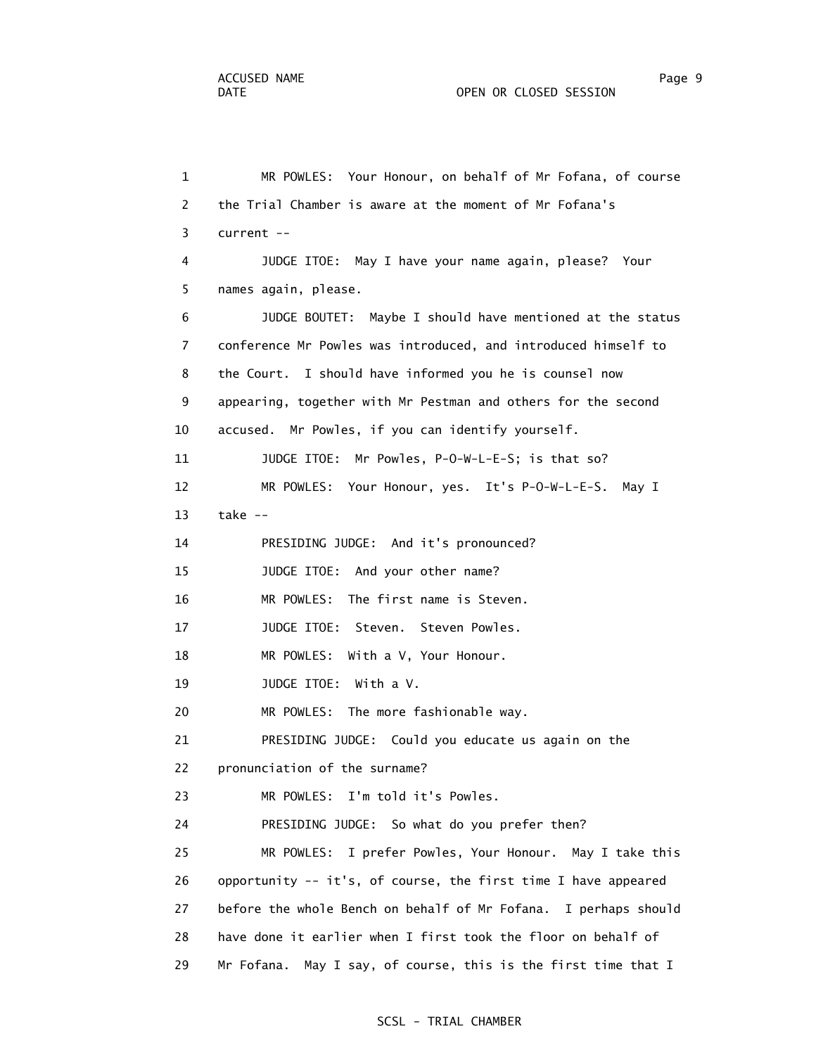1 MR POWLES: Your Honour, on behalf of Mr Fofana, of course

2 the Trial Chamber is aware at the moment of Mr Fofana's

3 current --

4 JUDGE ITOE: May I have your name again, please? Your

5 names again, please.

6 JUDGE BOUTET: Maybe I should have mentioned at the status

7 conference Mr Powles was introduced, and introduced himself to

8 the Court. I should have informed you he is counsel now

9 appearing, together with Mr Pestman and others for the second

10 accused. Mr Powles, if you can identify yourself.

11 JUDGE ITOE: Mr Powles, P-O-W-L-E-S; is that so?

12 MR POWLES: Your Honour, yes. It's P-O-W-L-E-S. May I

13 take --

14 PRESIDING JUDGE: And it's pronounced?

15 JUDGE ITOE: And your other name?

16 MR POWLES: The first name is Steven.

17 JUDGE ITOE: Steven. Steven Powles.

18 MR POWLES: With a V, Your Honour.

19 JUDGE ITOE: With a V.

20 MR POWLES: The more fashionable way.

21 PRESIDING JUDGE: Could you educate us again on the

22 pronunciation of the surname?

23 MR POWLES: I'm told it's Powles.

24 PRESIDING JUDGE: So what do you prefer then?

25 MR POWLES: I prefer Powles, Your Honour. May I take this

26 opportunity -- it's, of course, the first time I have appeared

27 before the whole Bench on behalf of Mr Fofana. I perhaps should

28 have done it earlier when I first took the floor on behalf of

29 Mr Fofana. May I say, of course, this is the first time that I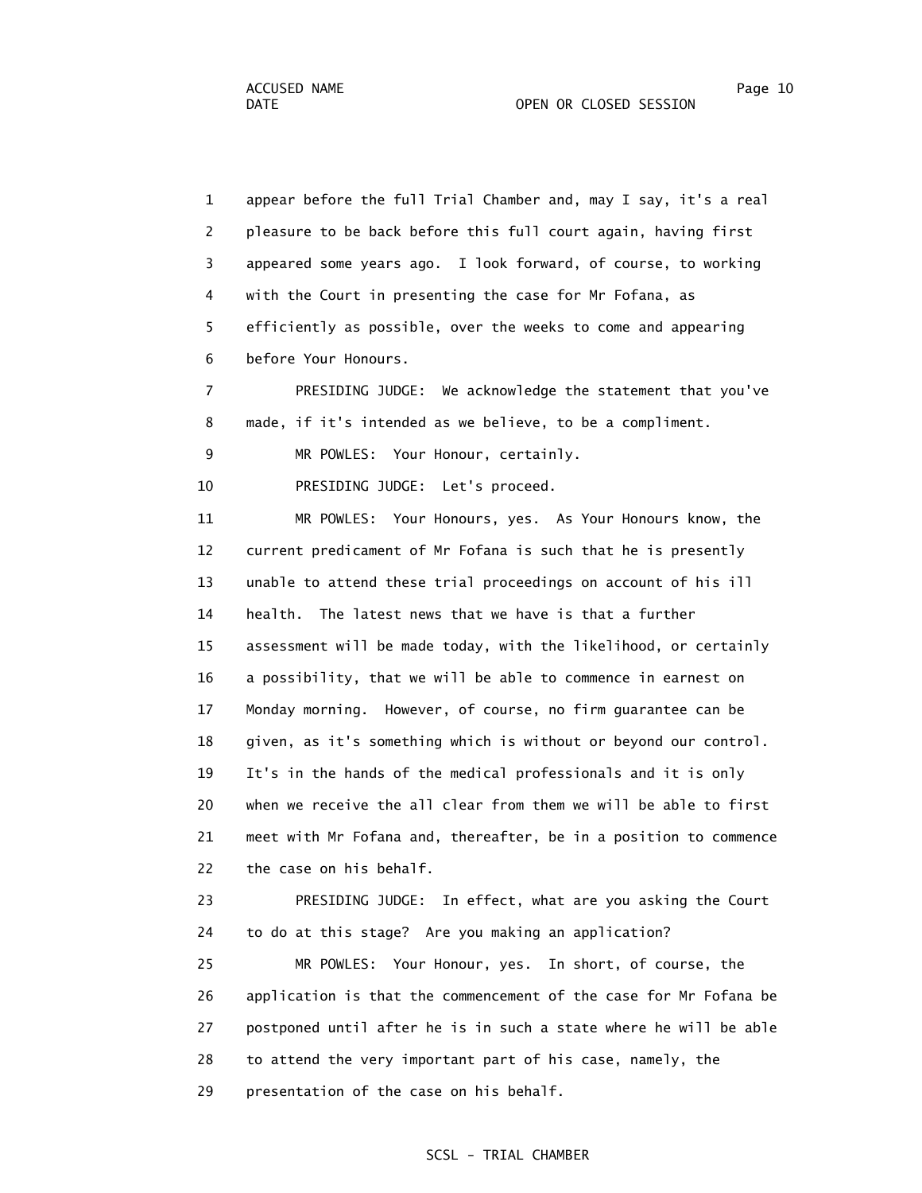appear before the full Trial Chamber and, may I say, it's a real pleasure to be back before this full court again, having first appeared some years ago. I look forward, of course, to working with the Court in presenting the case for Mr Fofana, as efficiently as possible, over the weeks to come and appearing before Your Honours.

PRESIDING JUDGE: We acknowledge the statement that you've made, if it's intended as we believe, to be a compliment.

MR POWLES: Your Honour, certainly.

PRESIDING JUDGE: Let's proceed.

MR POWLES: Your Honours, yes. As Your Honours know, the current predicament of Mr Fofana is such that he is presently unable to attend these trial proceedings on account of his ill health. The latest news that we have is that a further assessment will be made today, with the likelihood, or certainly a possibility, that we will be able to commence in earnest on Monday morning. However, of course, no firm guarantee can be given, as it's something which is without or beyond our control. It's in the hands of the medical professionals and it is only when we receive the all clear from them we will be able to first meet with Mr Fofana and, thereafter, be in a position to commence the case on his behalf.

PRESIDING JUDGE: In effect, what are you asking the Court to do at this stage? Are you making an application?

MR POWLES: Your Honour, yes. In short, of course, the application is that the commencement of the case for Mr Fofana be postponed until after he is in such a state where he will be able to attend the very important part of his case, namely, the presentation of the case on his behalf.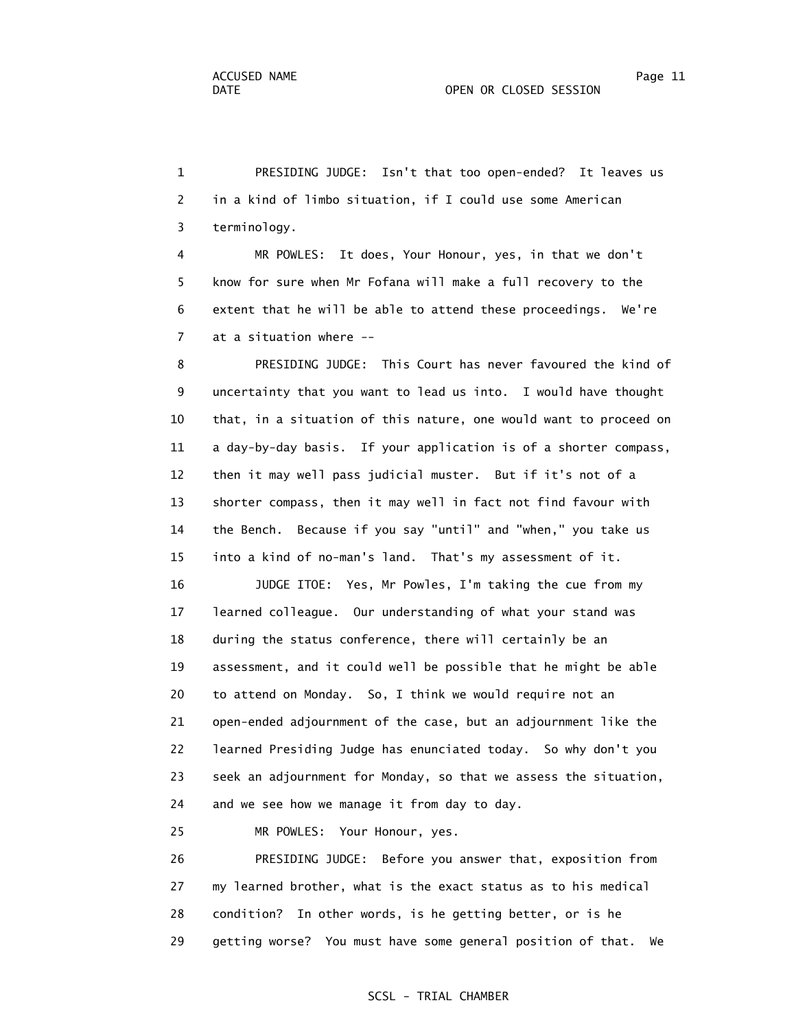PRESIDING JUDGE: Isn't that too open-ended? It leaves us in a kind of limbo situation, if I could use some American terminology.

MR POWLES: It does, Your Honour, yes, in that we don't know for sure when Mr Fofana will make a full recovery to the extent that he will be able to attend these proceedings. We're at a situation where --

PRESIDING JUDGE: This Court has never favoured the kind of uncertainty that you want to lead us into. I would have thought that, in a situation of this nature, one would want to proceed on a day-by-day basis. If your application is of a shorter compass, then it may well pass judicial muster. But if it's not of a shorter compass, then it may well in fact not find favour with the Bench. Because if you say "until" and "when," you take us into a kind of no-man's land. That's my assessment of it.

JUDGE ITOE: Yes, Mr Powles, I'm taking the cue from my learned colleague. Our understanding of what your stand was during the status conference, there will certainly be an assessment, and it could well be possible that he might be able to attend on Monday. So, I think we would require not an open-ended adjournment of the case, but an adjournment like the learned Presiding Judge has enunciated today. So why don't you seek an adjournment for Monday, so that we assess the situation, and we see how we manage it from day to day.

MR POWLES: Your Honour, yes.

PRESIDING JUDGE: Before you answer that, exposition from my learned brother, what is the exact status as to his medical condition? In other words, is he getting better, or is he getting worse? You must have some general position of that. We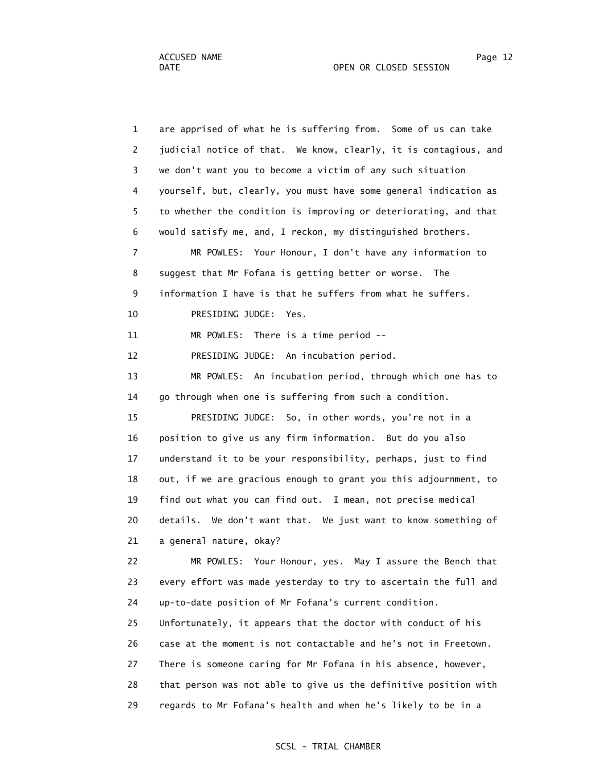are apprised of what he is suffering from. Some of us can take judicial notice of that. We know, clearly, it is contagious, and we don't want you to become a victim of any such situation yourself, but, clearly, you must have some general indication as to whether the condition is improving or deteriorating, and that would satisfy me, and, I reckon, my distinguished brothers.

MR POWLES: Your Honour, I don't have any information to suggest that Mr Fofana is getting better or worse. The information I have is that he suffers from what he suffers.

PRESIDING JUDGE: Yes.

MR POWLES: There is a time period --

PRESIDING JUDGE: An incubation period.

MR POWLES: An incubation period, through which one has to go through when one is suffering from such a condition.

PRESIDING JUDGE: So, in other words, you're not in a position to give us any firm information. But do you also understand it to be your responsibility, perhaps, just to find out, if we are gracious enough to grant you this adjournment, to find out what you can find out. I mean, not precise medical details. We don't want that. We just want to know something of a general nature, okay?

MR POWLES: Your Honour, yes. May I assure the Bench that every effort was made yesterday to try to ascertain the full and up-to-date position of Mr Fofana's current condition. Unfortunately, it appears that the doctor with conduct of his case at the moment is not contactable and he's not in Freetown. There is someone caring for Mr Fofana in his absence, however, that person was not able to give us the definitive position with regards to Mr Fofana's health and when he's likely to be in a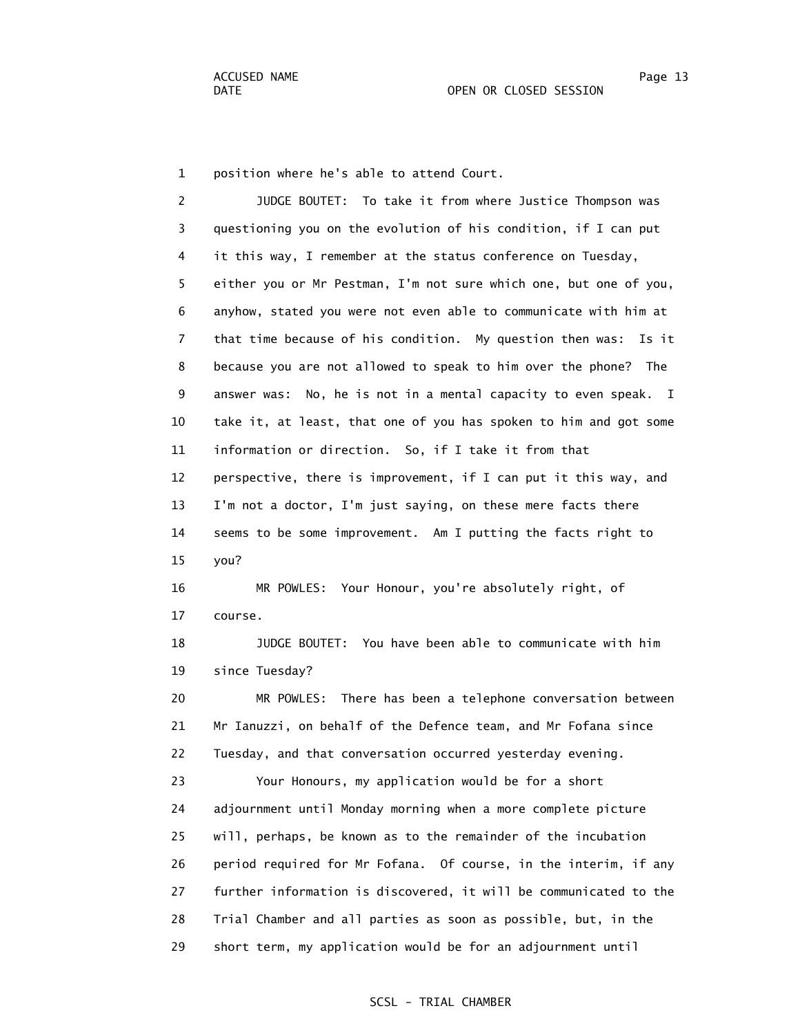position where he's able to attend Court.

JUDGE BOUTET: To take it from where Justice Thompson was questioning you on the evolution of his condition, if I can put it this way, I remember at the status conference on Tuesday, either you or Mr Pestman, I'm not sure which one, but one of you, anyhow, stated you were not even able to communicate with him at that time because of his condition. My question then was: Is it because you are not allowed to speak to him over the phone? The answer was: No, he is not in a mental capacity to even speak. I take it, at least, that one of you has spoken to him and got some information or direction. So, if I take it from that perspective, there is improvement, if I can put it this way, and I'm not a doctor, I'm just saying, on these mere facts there seems to be some improvement. Am I putting the facts right to you?

MR POWLES: Your Honour, you're absolutely right, of course.

JUDGE BOUTET: You have been able to communicate with him since Tuesday?

MR POWLES: There has been a telephone conversation between Mr Ianuzzi, on behalf of the Defence team, and Mr Fofana since Tuesday, and that conversation occurred yesterday evening.

Your Honours, my application would be for a short adjournment until Monday morning when a more complete picture will, perhaps, be known as to the remainder of the incubation period required for Mr Fofana. Of course, in the interim, if any further information is discovered, it will be communicated to the Trial Chamber and all parties as soon as possible, but, in the short term, my application would be for an adjournment until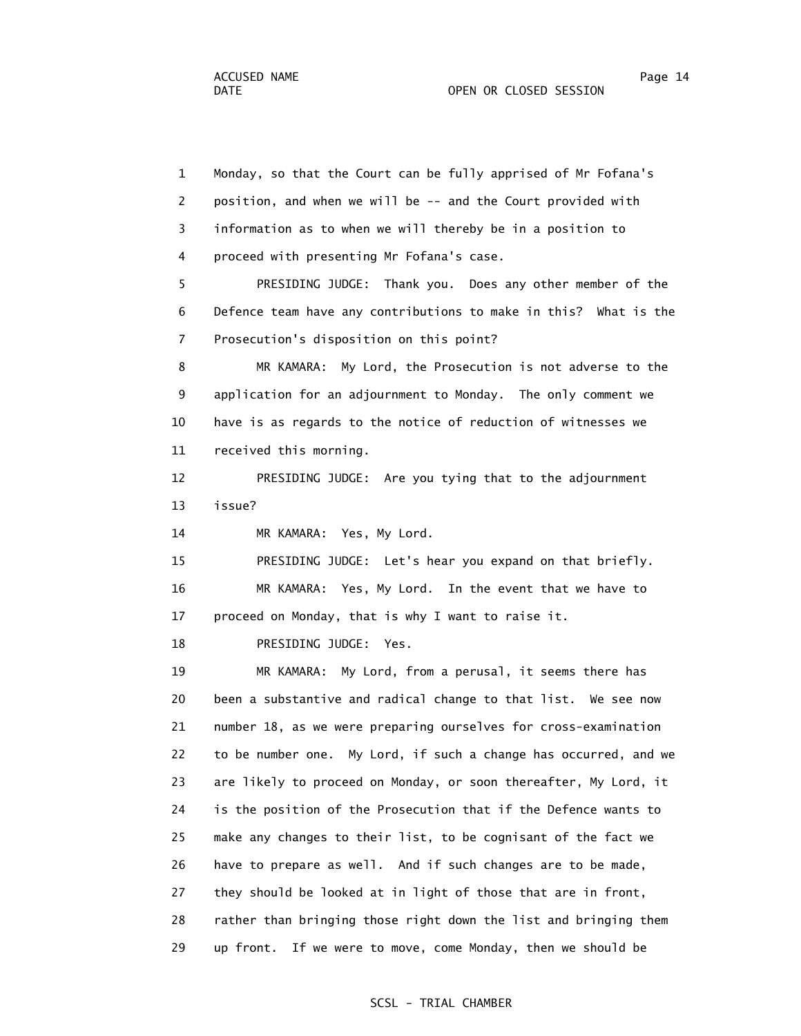Monday, so that the Court can be fully apprised of Mr Fofana's position, and when we will be -- and the Court provided with information as to when we will thereby be in a position to proceed with presenting Mr Fofana's case.

PRESIDING JUDGE: Thank you. Does any other member of the Defence team have any contributions to make in this? What is the Prosecution's disposition on this point?

MR KAMARA: My Lord, the Prosecution is not adverse to the application for an adjournment to Monday. The only comment we have is as regards to the notice of reduction of witnesses we received this morning.

PRESIDING JUDGE: Are you tying that to the adjournment issue?

MR KAMARA: Yes, My Lord.

PRESIDING JUDGE: Let's hear you expand on that briefly.

MR KAMARA: Yes, My Lord. In the event that we have to proceed on Monday, that is why I want to raise it.

PRESIDING JUDGE: Yes.

MR KAMARA: My Lord, from a perusal, it seems there has been a substantive and radical change to that list. We see now number 18, as we were preparing ourselves for cross-examination to be number one. My Lord, if such a change has occurred, and we are likely to proceed on Monday, or soon thereafter, My Lord, it is the position of the Prosecution that if the Defence wants to make any changes to their list, to be cognisant of the fact we have to prepare as well. And if such changes are to be made, they should be looked at in light of those that are in front, rather than bringing those right down the list and bringing them up front. If we were to move, come Monday, then we should be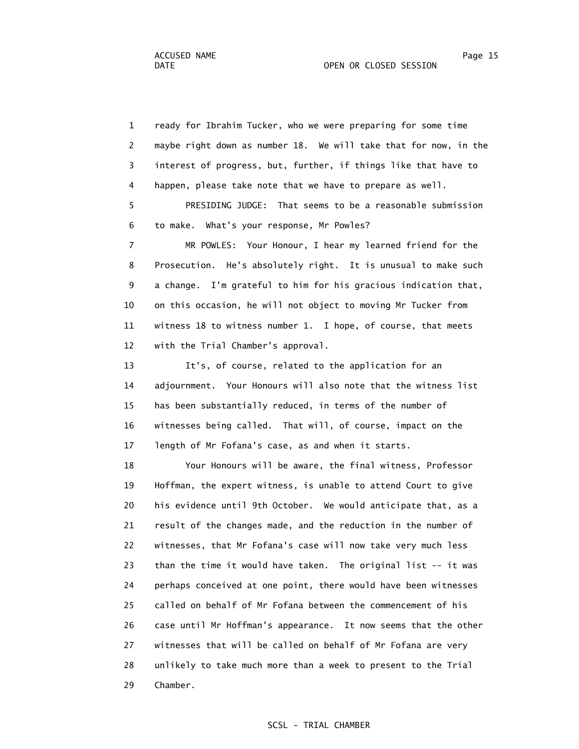ready for Ibrahim Tucker, who we were preparing for some time maybe right down as number 18. We will take that for now, in the interest of progress, but, further, if things like that have to happen, please take note that we have to prepare as well.

PRESIDING JUDGE: That seems to be a reasonable submission to make. What's your response, Mr Powles?

MR POWLES: Your Honour, I hear my learned friend for the Prosecution. He's absolutely right. It is unusual to make such a change. I'm grateful to him for his gracious indication that, on this occasion, he will not object to moving Mr Tucker from witness 18 to witness number 1. I hope, of course, that meets with the Trial Chamber's approval.

It's, of course, related to the application for an adjournment. Your Honours will also note that the witness list has been substantially reduced, in terms of the number of witnesses being called. That will, of course, impact on the length of Mr Fofana's case, as and when it starts.

Your Honours will be aware, the final witness, Professor Hoffman, the expert witness, is unable to attend Court to give his evidence until 9th October. We would anticipate that, as a result of the changes made, and the reduction in the number of witnesses, that Mr Fofana's case will now take very much less than the time it would have taken. The original list -- it was perhaps conceived at one point, there would have been witnesses called on behalf of Mr Fofana between the commencement of his case until Mr Hoffman's appearance. It now seems that the other witnesses that will be called on behalf of Mr Fofana are very unlikely to take much more than a week to present to the Trial Chamber.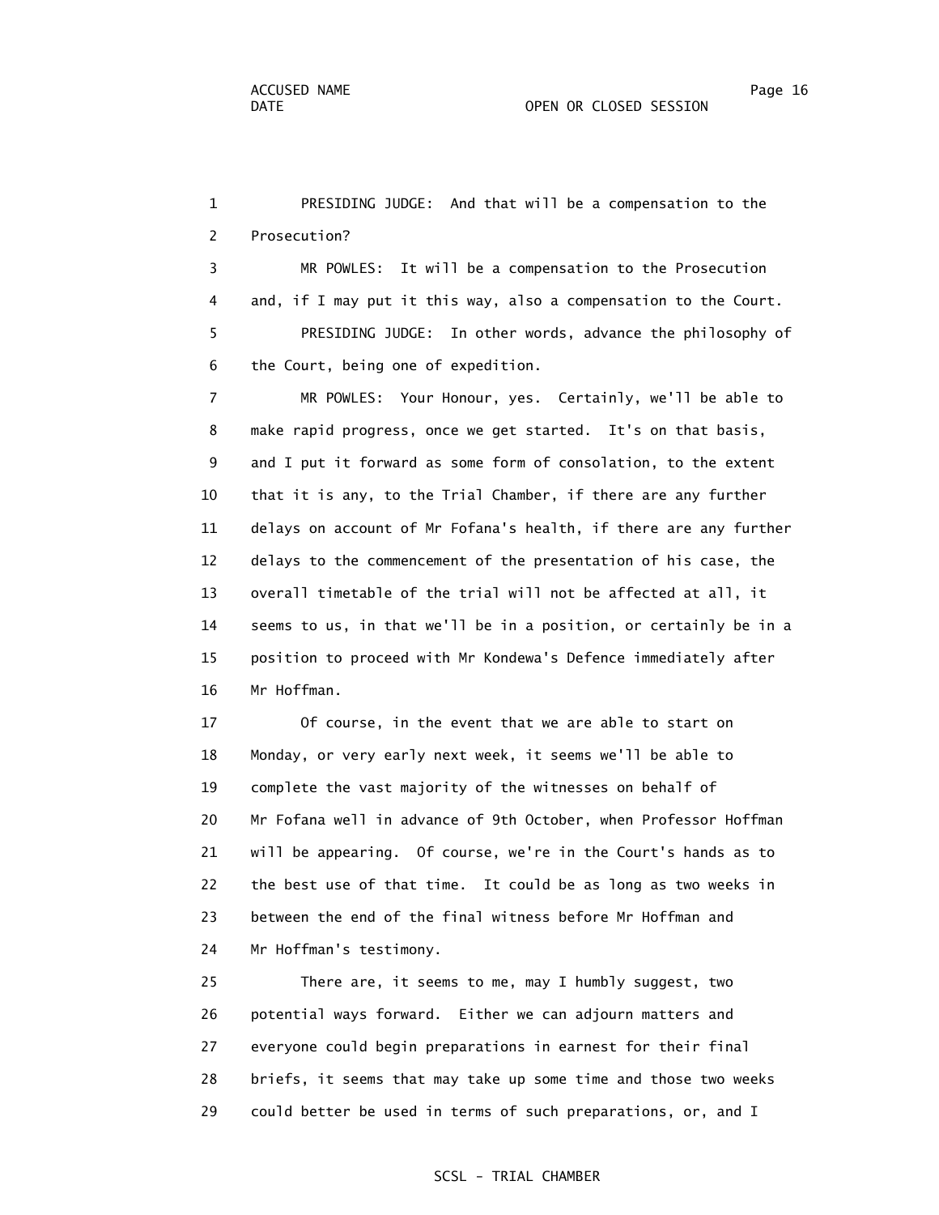PRESIDING JUDGE: And that will be a compensation to the Prosecution?

MR POWLES: It will be a compensation to the Prosecution and, if I may put it this way, also a compensation to the Court.

PRESIDING JUDGE: In other words, advance the philosophy of the Court, being one of expedition.

MR POWLES: Your Honour, yes. Certainly, we'll be able to make rapid progress, once we get started. It's on that basis, and I put it forward as some form of consolation, to the extent that it is any, to the Trial Chamber, if there are any further delays on account of Mr Fofana's health, if there are any further delays to the commencement of the presentation of his case, the overall timetable of the trial will not be affected at all, it seems to us, in that we'll be in a position, or certainly be in a position to proceed with Mr Kondewa's Defence immediately after Mr Hoffman.

Of course, in the event that we are able to start on Monday, or very early next week, it seems we'll be able to complete the vast majority of the witnesses on behalf of Mr Fofana well in advance of 9th October, when Professor Hoffman will be appearing. Of course, we're in the Court's hands as to the best use of that time. It could be as long as two weeks in between the end of the final witness before Mr Hoffman and Mr Hoffman's testimony.

There are, it seems to me, may I humbly suggest, two potential ways forward. Either we can adjourn matters and everyone could begin preparations in earnest for their final briefs, it seems that may take up some time and those two weeks could better be used in terms of such preparations, or, and I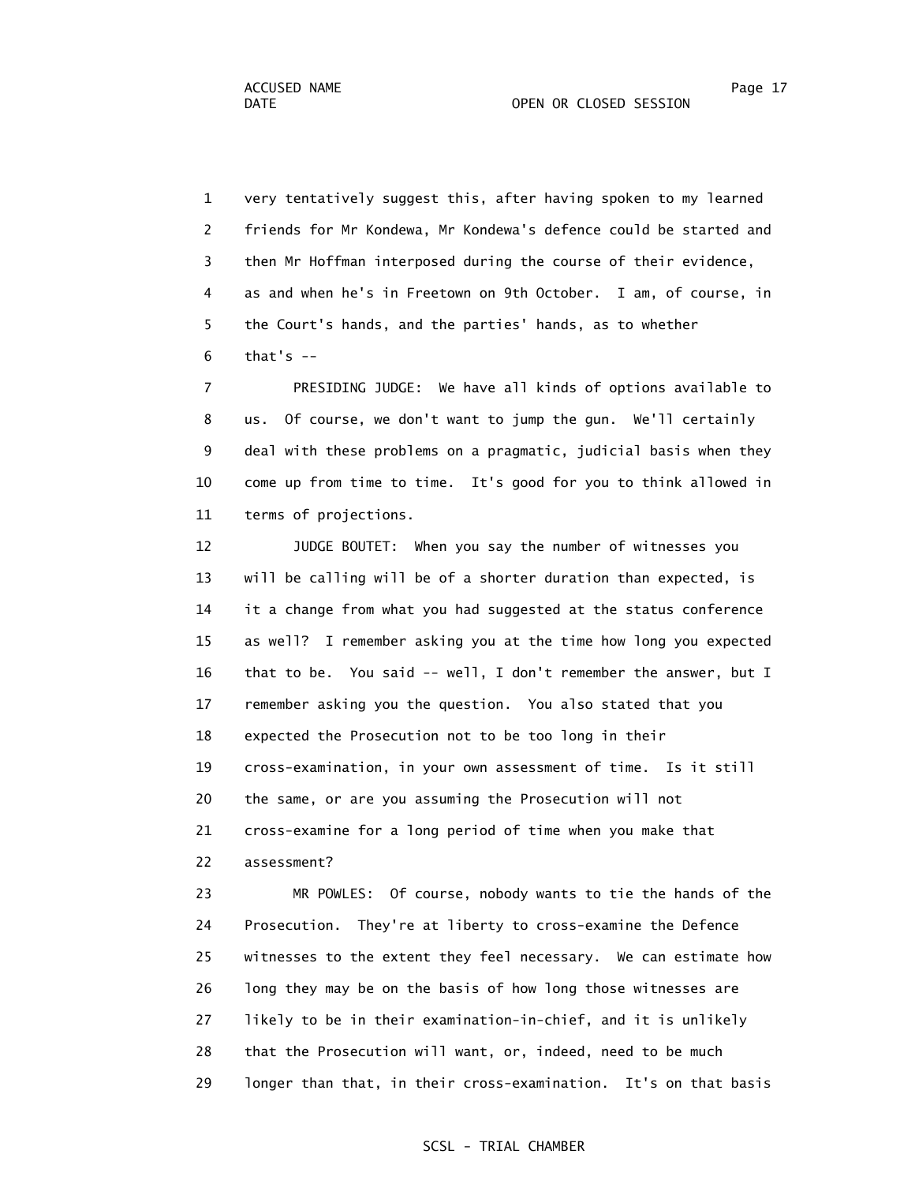very tentatively suggest this, after having spoken to my learned friends for Mr Kondewa, Mr Kondewa's defence could be started and then Mr Hoffman interposed during the course of their evidence, as and when he's in Freetown on 9th October. I am, of course, in the Court's hands, and the parties' hands, as to whether that's --

PRESIDING JUDGE: We have all kinds of options available to us. Of course, we don't want to jump the gun. We'll certainly deal with these problems on a pragmatic, judicial basis when they come up from time to time. It's good for you to think allowed in terms of projections.

JUDGE BOUTET: When you say the number of witnesses you will be calling will be of a shorter duration than expected, is it a change from what you had suggested at the status conference as well? I remember asking you at the time how long you expected that to be. You said -- well, I don't remember the answer, but I remember asking you the question. You also stated that you expected the Prosecution not to be too long in their cross-examination, in your own assessment of time. Is it still the same, or are you assuming the Prosecution will not cross-examine for a long period of time when you make that assessment?

MR POWLES: Of course, nobody wants to tie the hands of the Prosecution. They're at liberty to cross-examine the Defence witnesses to the extent they feel necessary. We can estimate how long they may be on the basis of how long those witnesses are likely to be in their examination-in-chief, and it is unlikely that the Prosecution will want, or, indeed, need to be much longer than that, in their cross-examination. It's on that basis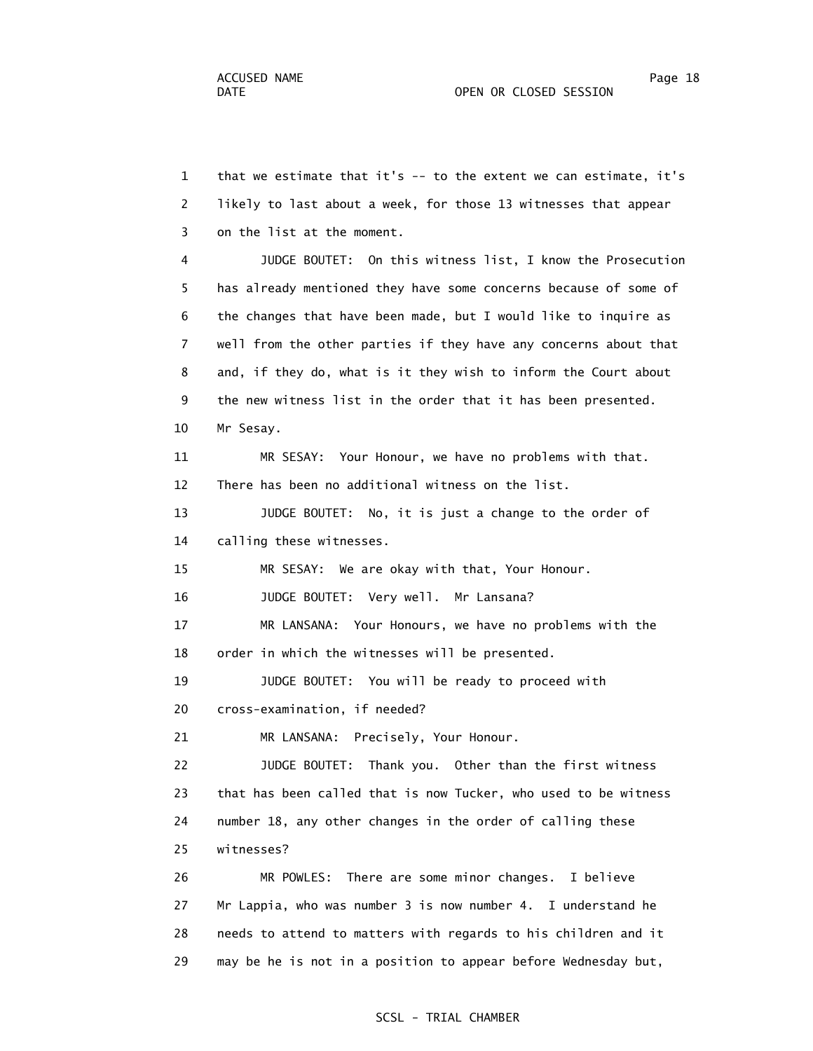that we estimate that it's -- to the extent we can estimate, it's likely to last about a week, for those 13 witnesses that appear on the list at the moment.

JUDGE BOUTET: On this witness list, I know the Prosecution has already mentioned they have some concerns because of some of the changes that have been made, but I would like to inquire as well from the other parties if they have any concerns about that and, if they do, what is it they wish to inform the Court about the new witness list in the order that it has been presented. Mr Sesay.

MR SESAY: Your Honour, we have no problems with that. There has been no additional witness on the list.

JUDGE BOUTET: No, it is just a change to the order of calling these witnesses.

MR SESAY: We are okay with that, Your Honour.

JUDGE BOUTET: Very well. Mr Lansana?

MR LANSANA: Your Honours, we have no problems with the order in which the witnesses will be presented.

JUDGE BOUTET: You will be ready to proceed with cross-examination, if needed?

MR LANSANA: Precisely, Your Honour.

JUDGE BOUTET: Thank you. Other than the first witness that has been called that is now Tucker, who used to be witness number 18, any other changes in the order of calling these witnesses?

MR POWLES: There are some minor changes. I believe Mr Lappia, who was number 3 is now number 4. I understand he needs to attend to matters with regards to his children and it may be he is not in a position to appear before Wednesday but,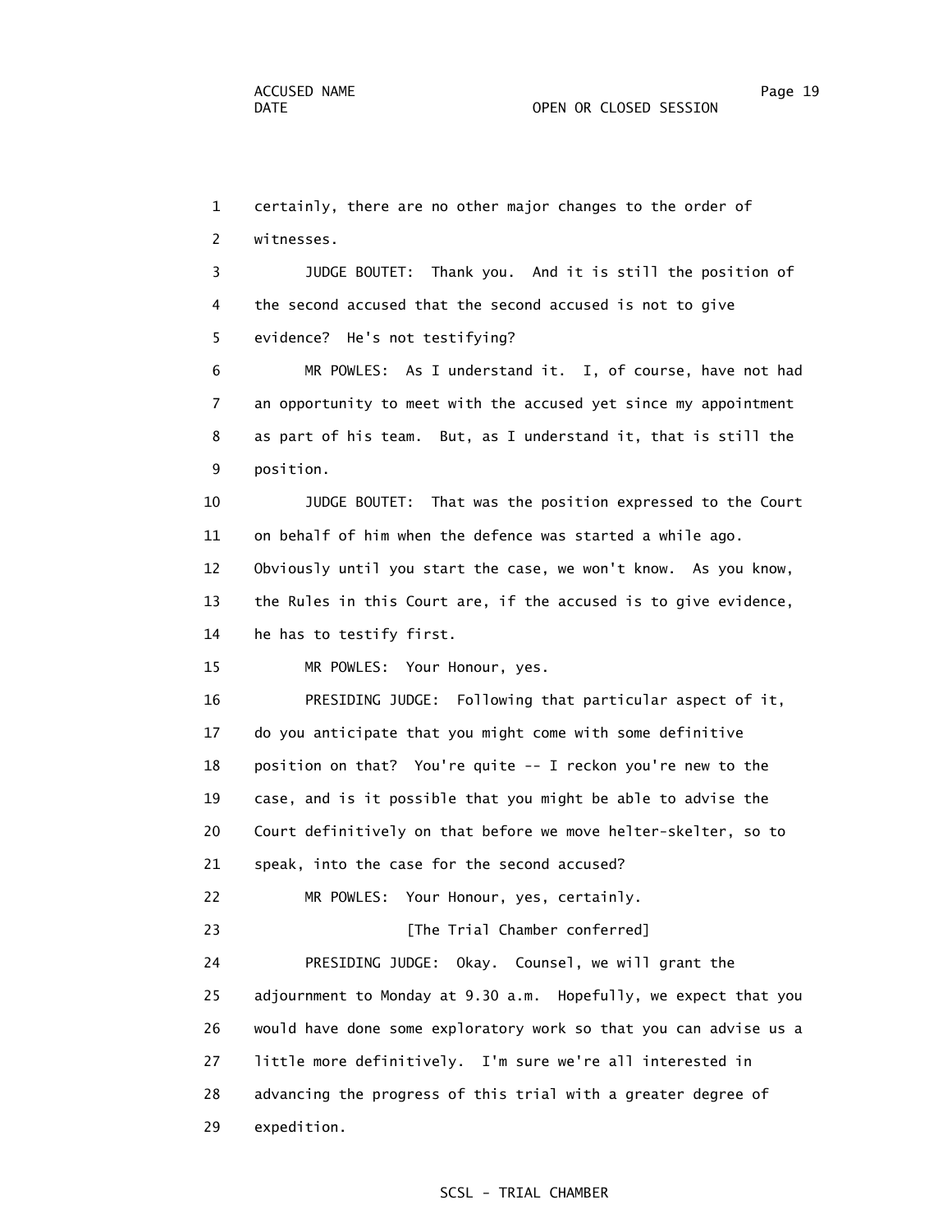certainly, there are no other major changes to the order of witnesses.

JUDGE BOUTET: Thank you. And it is still the position of the second accused that the second accused is not to give evidence? He's not testifying?

MR POWLES: As I understand it. I, of course, have not had an opportunity to meet with the accused yet since my appointment as part of his team. But, as I understand it, that is still the position.

JUDGE BOUTET: That was the position expressed to the Court on behalf of him when the defence was started a while ago. Obviously until you start the case, we won't know. As you know, the Rules in this Court are, if the accused is to give evidence, he has to testify first.

MR POWLES: Your Honour, yes.

PRESIDING JUDGE: Following that particular aspect of it, do you anticipate that you might come with some definitive position on that? You're quite -- I reckon you're new to the case, and is it possible that you might be able to advise the Court definitively on that before we move helter-skelter, so to speak, into the case for the second accused?

MR POWLES: Your Honour, yes, certainly.

[The Trial Chamber conferred]

PRESIDING JUDGE: Okay. Counsel, we will grant the adjournment to Monday at 9.30 a.m. Hopefully, we expect that you would have done some exploratory work so that you can advise us a little more definitively. I'm sure we're all interested in advancing the progress of this trial with a greater degree of expedition.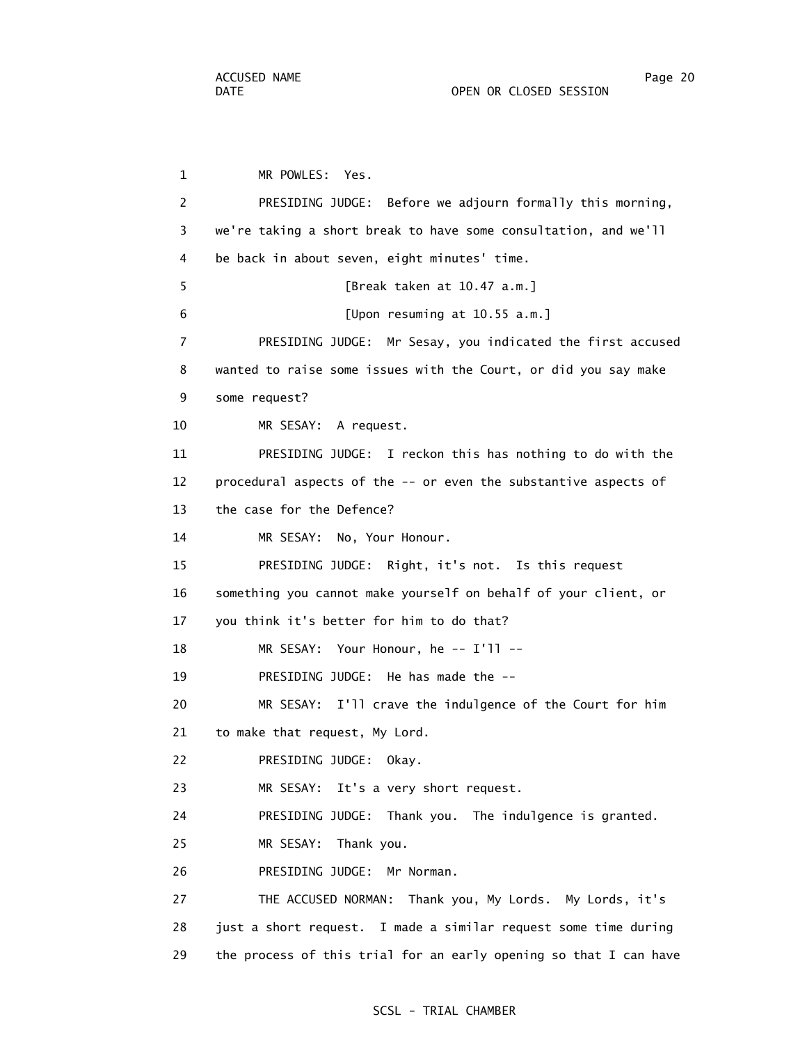1 MR POWLES: Yes.

2 PRESIDING JUDGE: Before we adjourn formally this morning,

3 we're taking a short break to have some consultation, and we'll

4 be back in about seven, eight minutes' time.

5 [Break taken at 10.47 a.m.]

6 [Upon resuming at 10.55 a.m.]

7 PRESIDING JUDGE: Mr Sesay, you indicated the first accused

8 wanted to raise some issues with the Court, or did you say make

9 some request?

10 MR SESAY: A request.

11 PRESIDING JUDGE: I reckon this has nothing to do with the

12 procedural aspects of the -- or even the substantive aspects of

13 the case for the Defence?

14 MR SESAY: No, Your Honour.

15 PRESIDING JUDGE: Right, it's not. Is this request

16 something you cannot make yourself on behalf of your client, or

17 you think it's better for him to do that?

18 MR SESAY: Your Honour, he -- I'll --

19 PRESIDING JUDGE: He has made the --

20 MR SESAY: I'll crave the indulgence of the Court for him

21 to make that request, My Lord.

22 PRESIDING JUDGE: Okay.

23 MR SESAY: It's a very short request.

24 PRESIDING JUDGE: Thank you. The indulgence is granted.

25 MR SESAY: Thank you.

26 PRESIDING JUDGE: Mr Norman.

27 THE ACCUSED NORMAN: Thank you, My Lords. My Lords, it's

28 just a short request. I made a similar request some time during

29 the process of this trial for an early opening so that I can have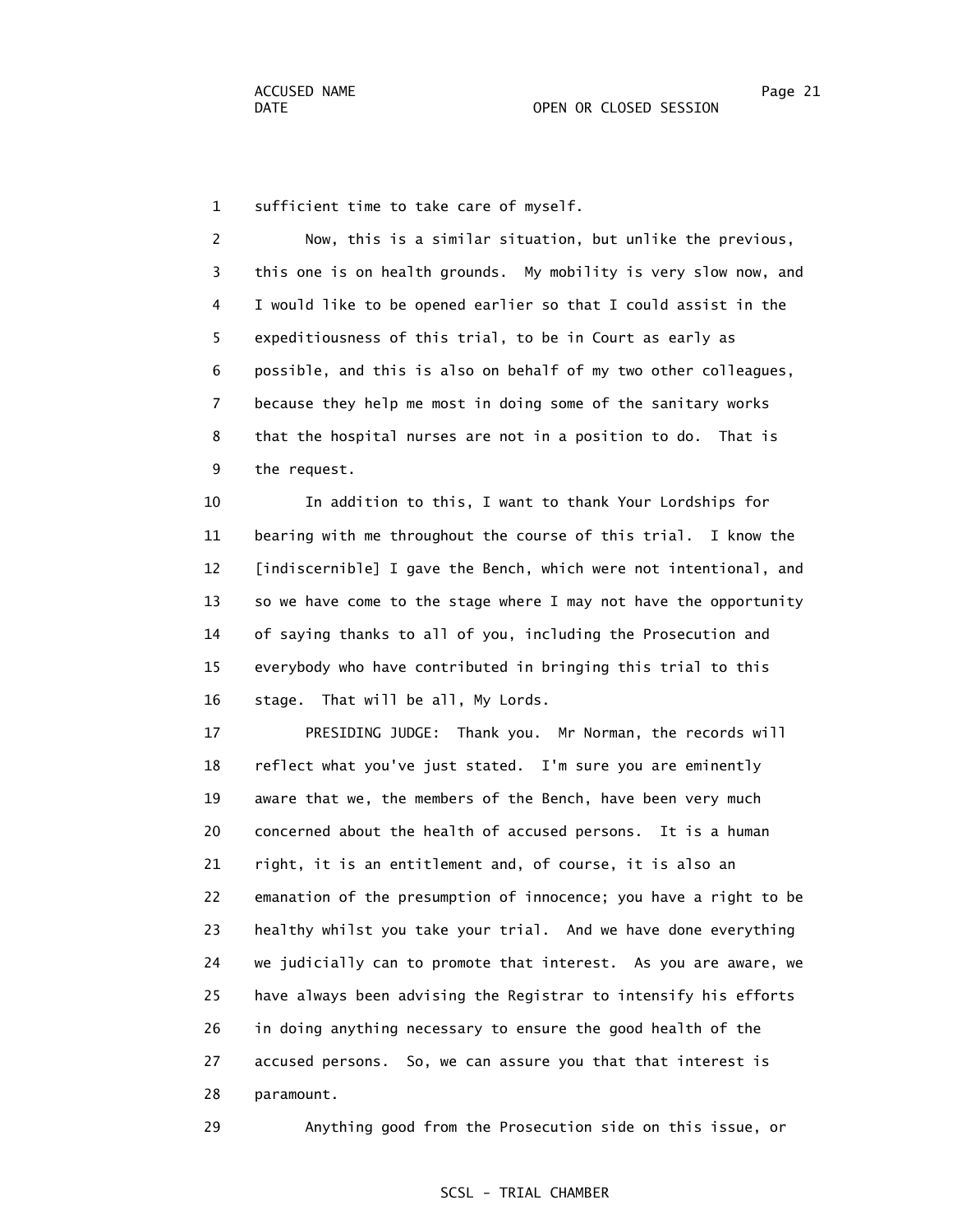sufficient time to take care of myself.

Now, this is a similar situation, but unlike the previous, this one is on health grounds. My mobility is very slow now, and I would like to be opened earlier so that I could assist in the expeditiousness of this trial, to be in Court as early as possible, and this is also on behalf of my two other colleagues, because they help me most in doing some of the sanitary works that the hospital nurses are not in a position to do. That is the request.

In addition to this, I want to thank Your Lordships for bearing with me throughout the course of this trial. I know the [indiscernible] I gave the Bench, which were not intentional, and so we have come to the stage where I may not have the opportunity of saying thanks to all of you, including the Prosecution and everybody who have contributed in bringing this trial to this stage. That will be all, My Lords.

PRESIDING JUDGE: Thank you. Mr Norman, the records will reflect what you've just stated. I'm sure you are eminently aware that we, the members of the Bench, have been very much concerned about the health of accused persons. It is a human right, it is an entitlement and, of course, it is also an emanation of the presumption of innocence; you have a right to be healthy whilst you take your trial. And we have done everything we judicially can to promote that interest. As you are aware, we have always been advising the Registrar to intensify his efforts in doing anything necessary to ensure the good health of the accused persons. So, we can assure you that that interest is paramount.

Anything good from the Prosecution side on this issue, or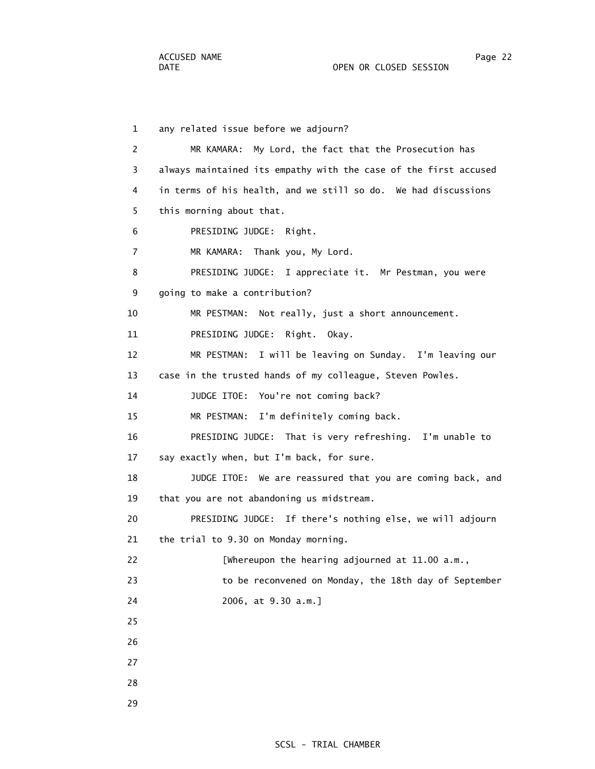1 any related issue before we adjourn?

2 MR KAMARA: My Lord, the fact that the Prosecution has

3 always maintained its empathy with the case of the first accused

4 in terms of his health, and we still so do. We had discussions

5 this morning about that.

6 PRESIDING JUDGE: Right.

7 MR KAMARA: Thank you, My Lord.

8 PRESIDING JUDGE: I appreciate it. Mr Pestman, you were

9 going to make a contribution?

10 MR PESTMAN: Not really, just a short announcement.

11 PRESIDING JUDGE: Right. Okay.

12 MR PESTMAN: I will be leaving on Sunday. I'm leaving our

13 case in the trusted hands of my colleague, Steven Powles.

14 JUDGE ITOE: You're not coming back?

15 MR PESTMAN: I'm definitely coming back.

16 PRESIDING JUDGE: That is very refreshing. I'm unable to

17 say exactly when, but I'm back, for sure.

18 JUDGE ITOE: We are reassured that you are coming back, and

19 that you are not abandoning us midstream.

20 PRESIDING JUDGE: If there's nothing else, we will adjourn

21 the trial to 9.30 on Monday morning.

22 [Whereupon the hearing adjourned at 11.00 a.m.,

23 to be reconvened on Monday, the 18th day of September

24 2006, at 9.30 a.m.]

25

26

27

28

29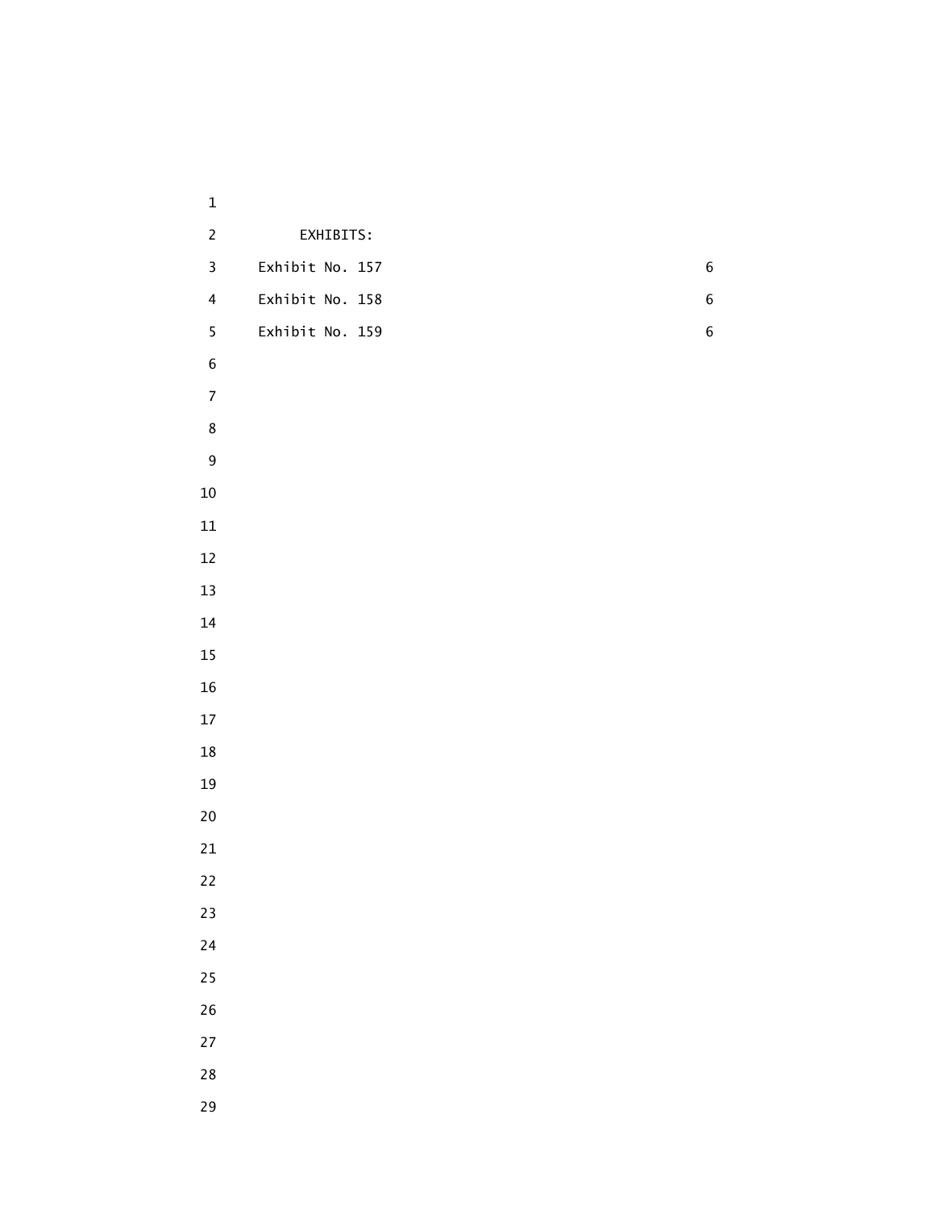EXHIBITS:

| | |
|---|---|
| Exhibit No. 157 | 6 |
| Exhibit No. 158 | 6 |
| Exhibit No. 159 | 6 |